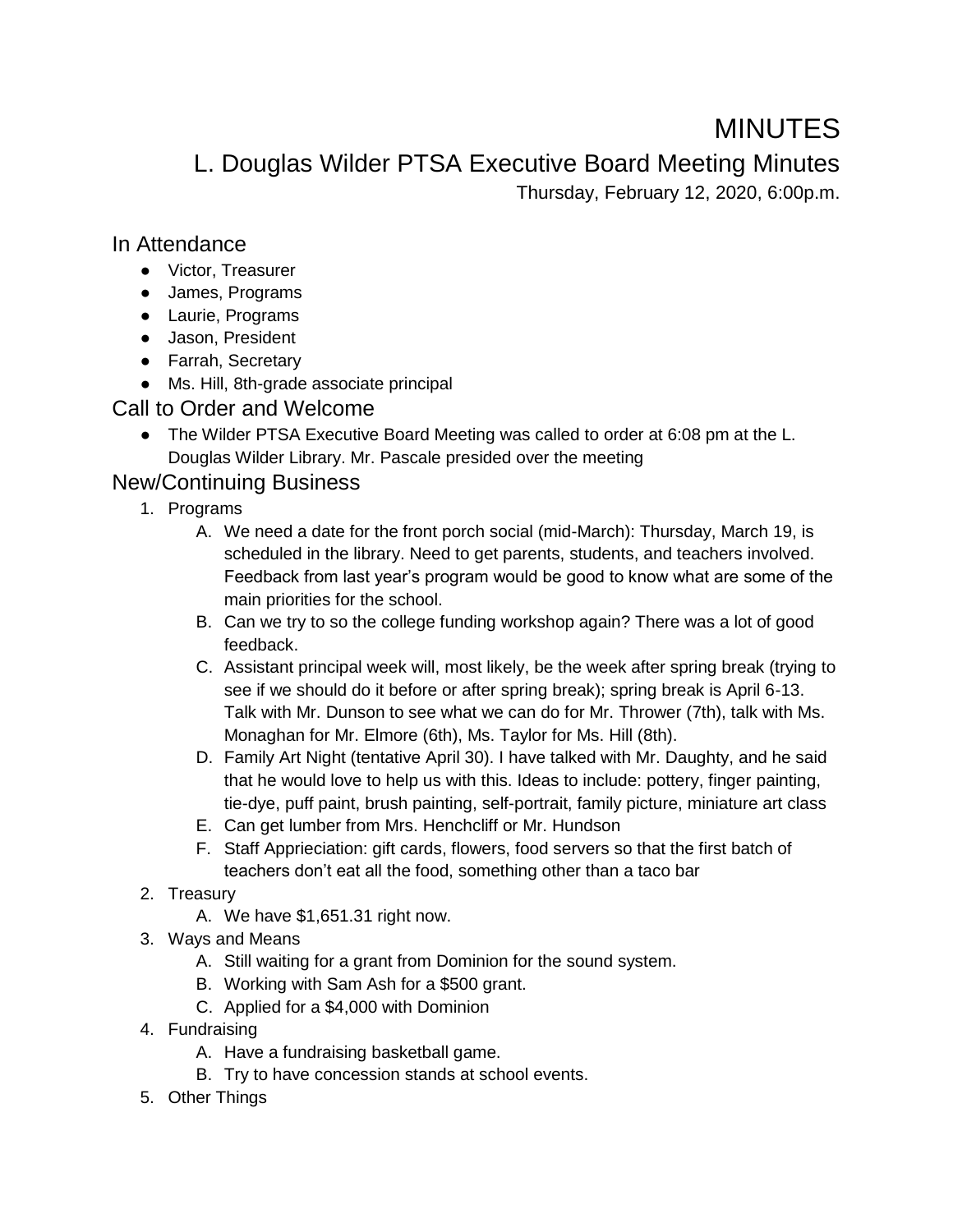# MINUTES

## L. Douglas Wilder PTSA Executive Board Meeting Minutes

Thursday, February 12, 2020, 6:00p.m.

### In Attendance

- Victor, Treasurer
- James, Programs
- Laurie, Programs
- Jason, President
- Farrah, Secretary
- Ms. Hill, 8th-grade associate principal

### Call to Order and Welcome

- The Wilder PTSA Executive Board Meeting was called to order at 6:08 pm at the L. Douglas Wilder Library. Mr. Pascale presided over the meeting

### New/Continuing Business

1. Programs
   A. We need a date for the front porch social (mid-March): Thursday, March 19, is scheduled in the library. Need to get parents, students, and teachers involved. Feedback from last year's program would be good to know what are some of the main priorities for the school.
   B. Can we try to so the college funding workshop again? There was a lot of good feedback.
   C. Assistant principal week will, most likely, be the week after spring break (trying to see if we should do it before or after spring break); spring break is April 6-13. Talk with Mr. Dunson to see what we can do for Mr. Thrower (7th), talk with Ms. Monaghan for Mr. Elmore (6th), Ms. Taylor for Ms. Hill (8th).
   D. Family Art Night (tentative April 30). I have talked with Mr. Daughty, and he said that he would love to help us with this. Ideas to include: pottery, finger painting, tie-dye, puff paint, brush painting, self-portrait, family picture, miniature art class
   E. Can get lumber from Mrs. Henchcliff or Mr. Hundson
   F. Staff Apprieciation: gift cards, flowers, food servers so that the first batch of teachers don't eat all the food, something other than a taco bar
2. Treasury
   A. We have $1,651.31 right now.
3. Ways and Means
   A. Still waiting for a grant from Dominion for the sound system.
   B. Working with Sam Ash for a $500 grant.
   C. Applied for a $4,000 with Dominion
4. Fundraising
   A. Have a fundraising basketball game.
   B. Try to have concession stands at school events.
5. Other Things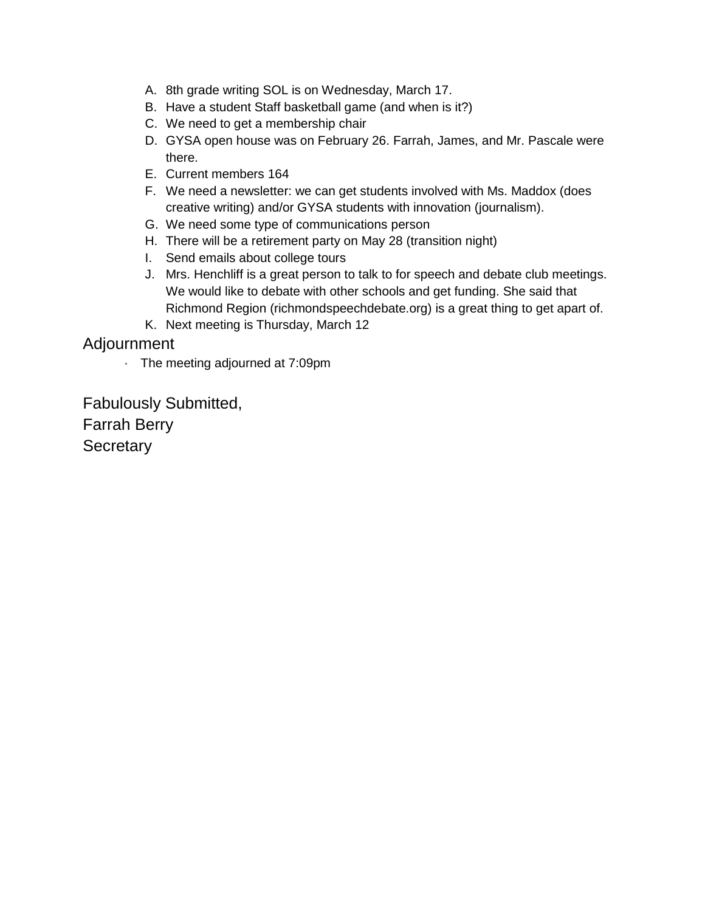A. 8th grade writing SOL is on Wednesday, March 17.
B. Have a student Staff basketball game (and when is it?)
C. We need to get a membership chair
D. GYSA open house was on February 26. Farrah, James, and Mr. Pascale were there.
E. Current members 164
F. We need a newsletter: we can get students involved with Ms. Maddox (does creative writing) and/or GYSA students with innovation (journalism).
G. We need some type of communications person
H. There will be a retirement party on May 28 (transition night)
I. Send emails about college tours
J. Mrs. Henchliff is a great person to talk to for speech and debate club meetings. We would like to debate with other schools and get funding. She said that Richmond Region (richmondspeechdebate.org) is a great thing to get apart of.
K. Next meeting is Thursday, March 12

## Adjournment

- The meeting adjourned at 7:09pm

Fabulously Submitted,
Farrah Berry
Secretary